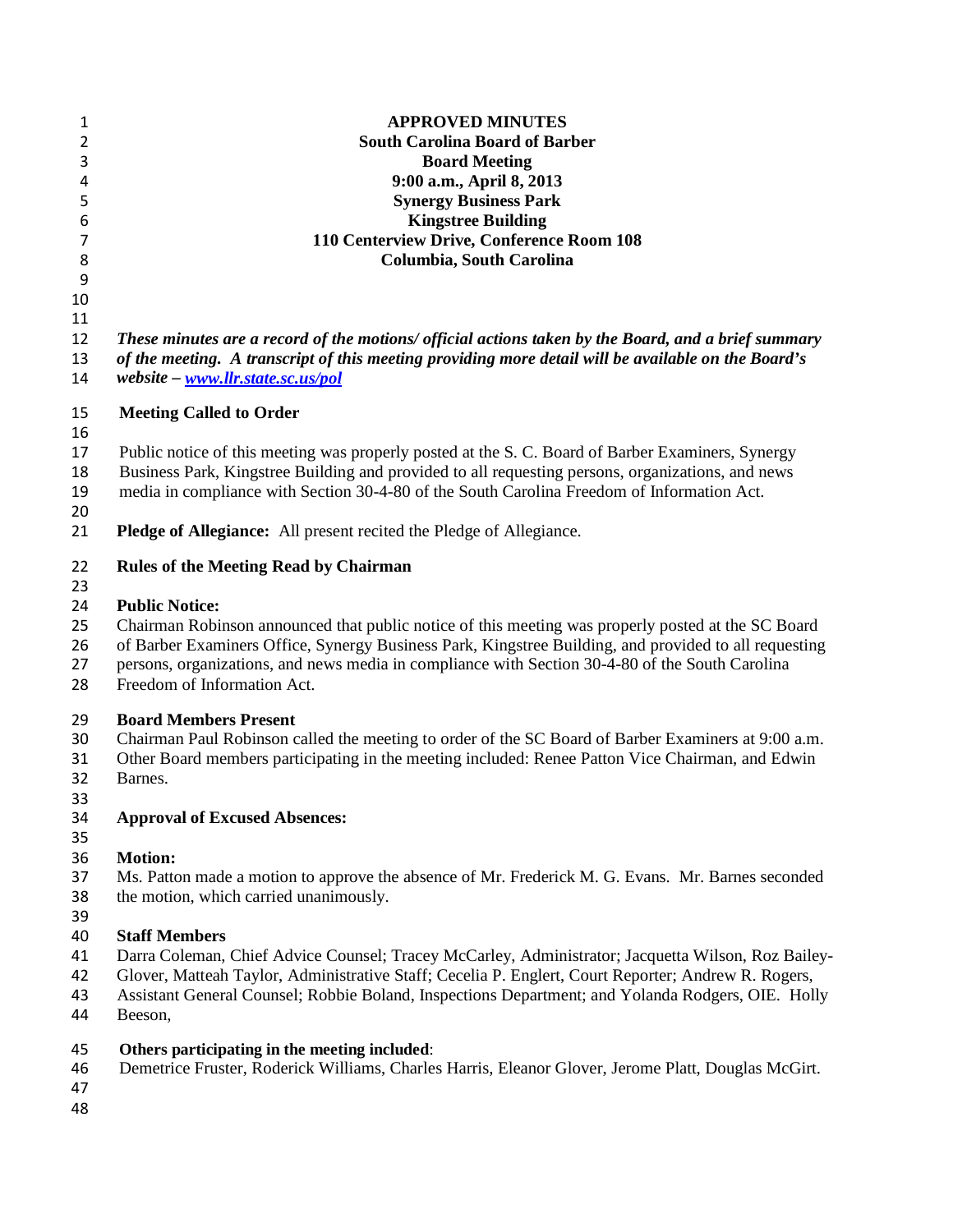**APPROVED MINUTES**
**South Carolina Board of Barber**
**Board Meeting**
**9:00 a.m., April 8, 2013**
**Synergy Business Park**
**Kingstree Building**
**110 Centerview Drive, Conference Room 108**
**Columbia, South Carolina**

***These minutes are a record of the motions/ official actions taken by the Board, and a brief summary of the meeting. A transcript of this meeting providing more detail will be available on the Board's website – [www.llr.state.sc.us/pol](www.llr.state.sc.us/pol)***

**Meeting Called to Order**

Public notice of this meeting was properly posted at the S. C. Board of Barber Examiners, Synergy Business Park, Kingstree Building and provided to all requesting persons, organizations, and news media in compliance with Section 30-4-80 of the South Carolina Freedom of Information Act.

**Pledge of Allegiance:** All present recited the Pledge of Allegiance.

**Rules of the Meeting Read by Chairman**

**Public Notice:**
Chairman Robinson announced that public notice of this meeting was properly posted at the SC Board of Barber Examiners Office, Synergy Business Park, Kingstree Building, and provided to all requesting persons, organizations, and news media in compliance with Section 30-4-80 of the South Carolina Freedom of Information Act.

**Board Members Present**
Chairman Paul Robinson called the meeting to order of the SC Board of Barber Examiners at 9:00 a.m. Other Board members participating in the meeting included: Renee Patton Vice Chairman, and Edwin Barnes.

**Approval of Excused Absences:**

**Motion:**
Ms. Patton made a motion to approve the absence of Mr. Frederick M. G. Evans. Mr. Barnes seconded the motion, which carried unanimously.

**Staff Members**
Darra Coleman, Chief Advice Counsel; Tracey McCarley, Administrator; Jacquetta Wilson, Roz Bailey-Glover, Matteah Taylor, Administrative Staff; Cecelia P. Englert, Court Reporter; Andrew R. Rogers, Assistant General Counsel; Robbie Boland, Inspections Department; and Yolanda Rodgers, OIE. Holly Beeson,

**Others participating in the meeting included**:
Demetrice Fruster, Roderick Williams, Charles Harris, Eleanor Glover, Jerome Platt, Douglas McGirt.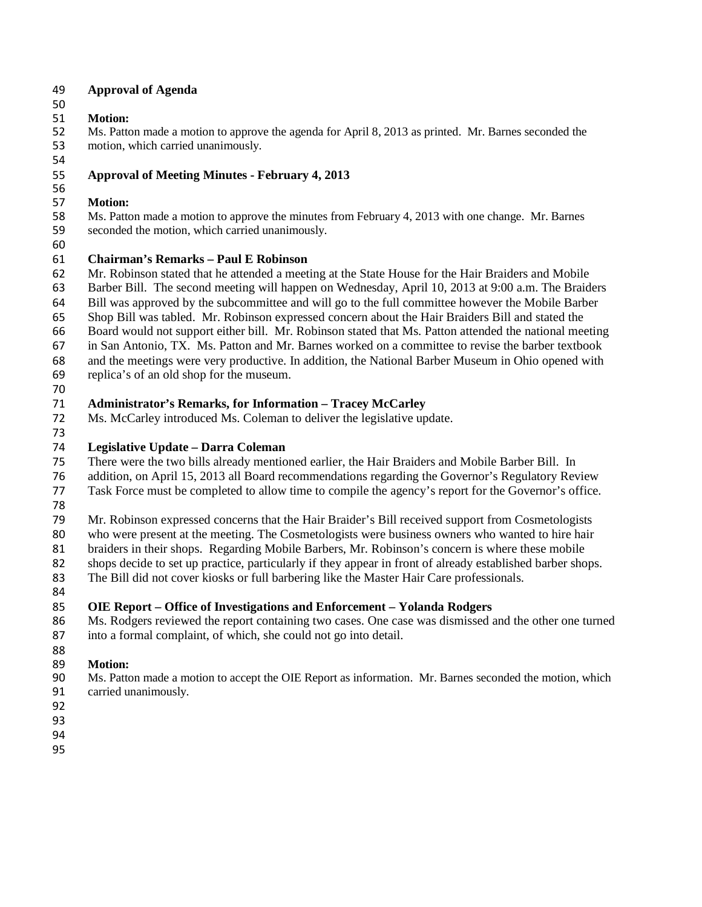**Approval of Agenda**

**Motion:**
Ms. Patton made a motion to approve the agenda for April 8, 2013 as printed. Mr. Barnes seconded the motion, which carried unanimously.

**Approval of Meeting Minutes - February 4, 2013**

**Motion:**
Ms. Patton made a motion to approve the minutes from February 4, 2013 with one change. Mr. Barnes seconded the motion, which carried unanimously.

**Chairman's Remarks – Paul E Robinson**
Mr. Robinson stated that he attended a meeting at the State House for the Hair Braiders and Mobile Barber Bill. The second meeting will happen on Wednesday, April 10, 2013 at 9:00 a.m. The Braiders Bill was approved by the subcommittee and will go to the full committee however the Mobile Barber Shop Bill was tabled. Mr. Robinson expressed concern about the Hair Braiders Bill and stated the Board would not support either bill. Mr. Robinson stated that Ms. Patton attended the national meeting in San Antonio, TX. Ms. Patton and Mr. Barnes worked on a committee to revise the barber textbook and the meetings were very productive. In addition, the National Barber Museum in Ohio opened with replica's of an old shop for the museum.

**Administrator's Remarks, for Information – Tracey McCarley**
Ms. McCarley introduced Ms. Coleman to deliver the legislative update.

**Legislative Update – Darra Coleman**
There were the two bills already mentioned earlier, the Hair Braiders and Mobile Barber Bill. In addition, on April 15, 2013 all Board recommendations regarding the Governor's Regulatory Review Task Force must be completed to allow time to compile the agency's report for the Governor's office.

Mr. Robinson expressed concerns that the Hair Braider's Bill received support from Cosmetologists who were present at the meeting. The Cosmetologists were business owners who wanted to hire hair braiders in their shops. Regarding Mobile Barbers, Mr. Robinson's concern is where these mobile shops decide to set up practice, particularly if they appear in front of already established barber shops. The Bill did not cover kiosks or full barbering like the Master Hair Care professionals.

**OIE Report – Office of Investigations and Enforcement – Yolanda Rodgers**
Ms. Rodgers reviewed the report containing two cases. One case was dismissed and the other one turned into a formal complaint, of which, she could not go into detail.

**Motion:**
Ms. Patton made a motion to accept the OIE Report as information. Mr. Barnes seconded the motion, which carried unanimously.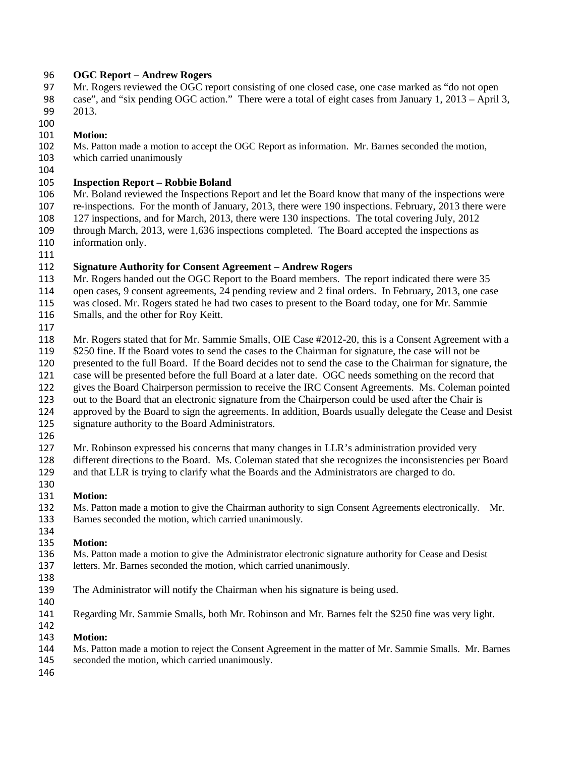**OGC Report – Andrew Rogers**

Mr. Rogers reviewed the OGC report consisting of one closed case, one case marked as "do not open case", and "six pending OGC action." There were a total of eight cases from January 1, 2013 – April 3, 2013.

**Motion:**

Ms. Patton made a motion to accept the OGC Report as information. Mr. Barnes seconded the motion, which carried unanimously

**Inspection Report – Robbie Boland**

Mr. Boland reviewed the Inspections Report and let the Board know that many of the inspections were re-inspections. For the month of January, 2013, there were 190 inspections. February, 2013 there were 127 inspections, and for March, 2013, there were 130 inspections. The total covering July, 2012 through March, 2013, were 1,636 inspections completed. The Board accepted the inspections as information only.

**Signature Authority for Consent Agreement – Andrew Rogers**

Mr. Rogers handed out the OGC Report to the Board members. The report indicated there were 35 open cases, 9 consent agreements, 24 pending review and 2 final orders. In February, 2013, one case was closed. Mr. Rogers stated he had two cases to present to the Board today, one for Mr. Sammie Smalls, and the other for Roy Keitt.

Mr. Rogers stated that for Mr. Sammie Smalls, OIE Case #2012-20, this is a Consent Agreement with a $250 fine. If the Board votes to send the cases to the Chairman for signature, the case will not be presented to the full Board. If the Board decides not to send the case to the Chairman for signature, the case will be presented before the full Board at a later date. OGC needs something on the record that gives the Board Chairperson permission to receive the IRC Consent Agreements. Ms. Coleman pointed out to the Board that an electronic signature from the Chairperson could be used after the Chair is approved by the Board to sign the agreements. In addition, Boards usually delegate the Cease and Desist signature authority to the Board Administrators.

Mr. Robinson expressed his concerns that many changes in LLR's administration provided very different directions to the Board. Ms. Coleman stated that she recognizes the inconsistencies per Board and that LLR is trying to clarify what the Boards and the Administrators are charged to do.

**Motion:**

Ms. Patton made a motion to give the Chairman authority to sign Consent Agreements electronically. Mr. Barnes seconded the motion, which carried unanimously.

**Motion:**

Ms. Patton made a motion to give the Administrator electronic signature authority for Cease and Desist letters. Mr. Barnes seconded the motion, which carried unanimously.

The Administrator will notify the Chairman when his signature is being used.

Regarding Mr. Sammie Smalls, both Mr. Robinson and Mr. Barnes felt the $250 fine was very light.

**Motion:**

Ms. Patton made a motion to reject the Consent Agreement in the matter of Mr. Sammie Smalls. Mr. Barnes seconded the motion, which carried unanimously.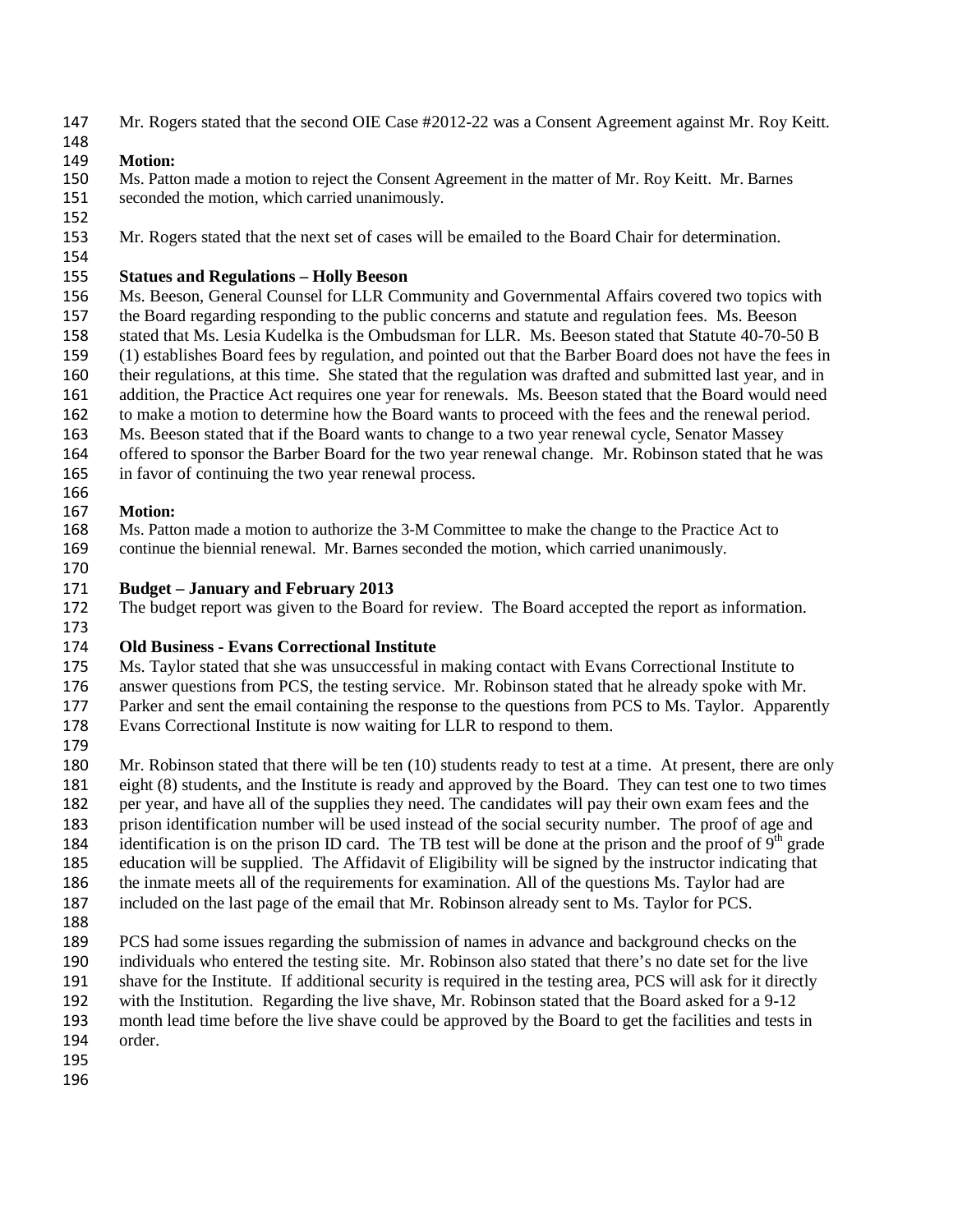Mr. Rogers stated that the second OIE Case #2012-22 was a Consent Agreement against Mr. Roy Keitt.

**Motion:**
Ms. Patton made a motion to reject the Consent Agreement in the matter of Mr. Roy Keitt. Mr. Barnes seconded the motion, which carried unanimously.

Mr. Rogers stated that the next set of cases will be emailed to the Board Chair for determination.

**Statues and Regulations – Holly Beeson**
Ms. Beeson, General Counsel for LLR Community and Governmental Affairs covered two topics with the Board regarding responding to the public concerns and statute and regulation fees. Ms. Beeson stated that Ms. Lesia Kudelka is the Ombudsman for LLR. Ms. Beeson stated that Statute 40-70-50 B (1) establishes Board fees by regulation, and pointed out that the Barber Board does not have the fees in their regulations, at this time. She stated that the regulation was drafted and submitted last year, and in addition, the Practice Act requires one year for renewals. Ms. Beeson stated that the Board would need to make a motion to determine how the Board wants to proceed with the fees and the renewal period. Ms. Beeson stated that if the Board wants to change to a two year renewal cycle, Senator Massey offered to sponsor the Barber Board for the two year renewal change. Mr. Robinson stated that he was in favor of continuing the two year renewal process.

**Motion:**
Ms. Patton made a motion to authorize the 3-M Committee to make the change to the Practice Act to continue the biennial renewal. Mr. Barnes seconded the motion, which carried unanimously.

**Budget – January and February 2013**
The budget report was given to the Board for review. The Board accepted the report as information.

**Old Business - Evans Correctional Institute**
Ms. Taylor stated that she was unsuccessful in making contact with Evans Correctional Institute to answer questions from PCS, the testing service. Mr. Robinson stated that he already spoke with Mr. Parker and sent the email containing the response to the questions from PCS to Ms. Taylor. Apparently Evans Correctional Institute is now waiting for LLR to respond to them.

Mr. Robinson stated that there will be ten (10) students ready to test at a time. At present, there are only eight (8) students, and the Institute is ready and approved by the Board. They can test one to two times per year, and have all of the supplies they need. The candidates will pay their own exam fees and the prison identification number will be used instead of the social security number. The proof of age and identification is on the prison ID card. The TB test will be done at the prison and the proof of 9th grade education will be supplied. The Affidavit of Eligibility will be signed by the instructor indicating that the inmate meets all of the requirements for examination. All of the questions Ms. Taylor had are included on the last page of the email that Mr. Robinson already sent to Ms. Taylor for PCS.

PCS had some issues regarding the submission of names in advance and background checks on the individuals who entered the testing site. Mr. Robinson also stated that there's no date set for the live shave for the Institute. If additional security is required in the testing area, PCS will ask for it directly with the Institution. Regarding the live shave, Mr. Robinson stated that the Board asked for a 9-12 month lead time before the live shave could be approved by the Board to get the facilities and tests in order.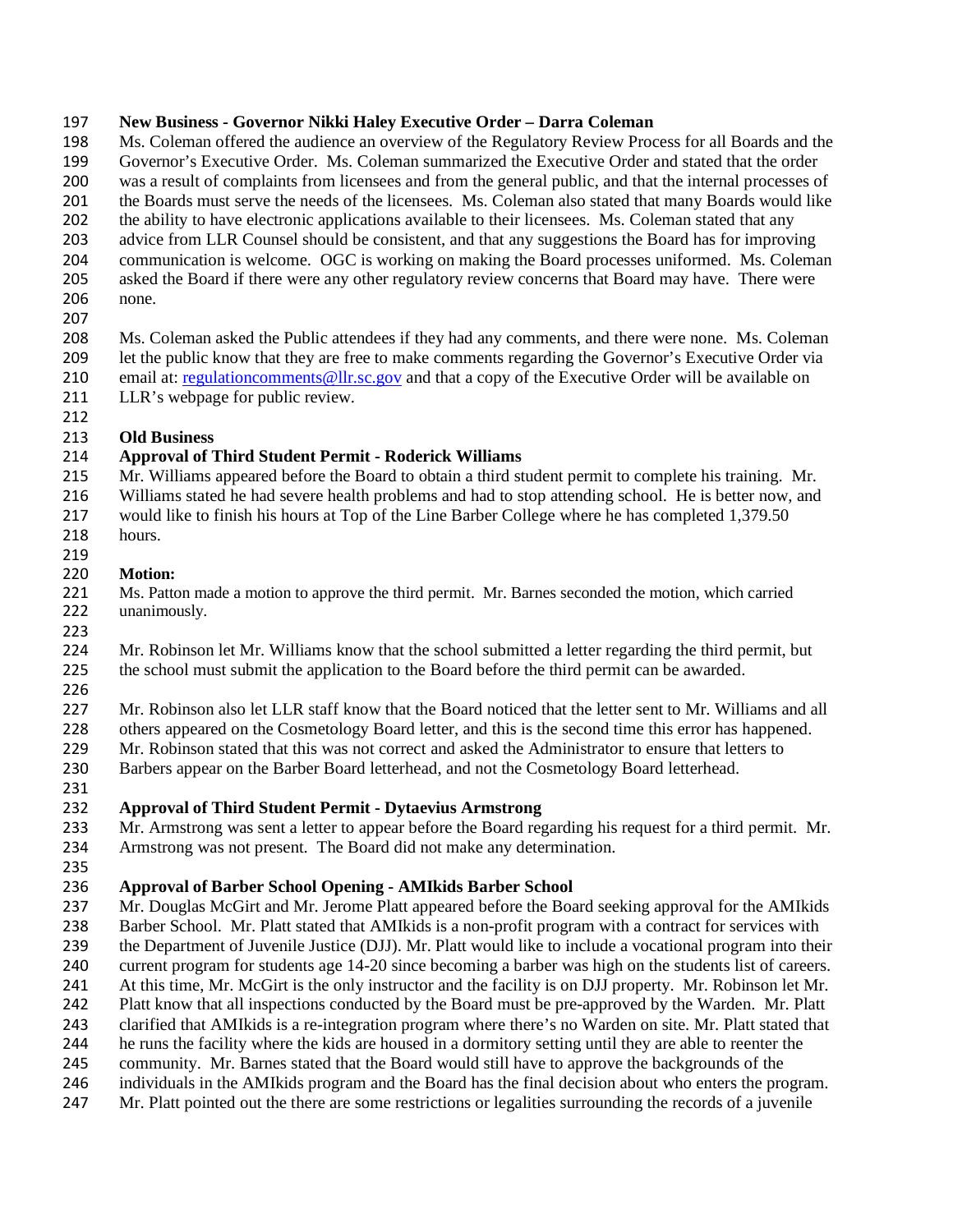**New Business - Governor Nikki Haley Executive Order – Darra Coleman**
Ms. Coleman offered the audience an overview of the Regulatory Review Process for all Boards and the Governor's Executive Order. Ms. Coleman summarized the Executive Order and stated that the order was a result of complaints from licensees and from the general public, and that the internal processes of the Boards must serve the needs of the licensees. Ms. Coleman also stated that many Boards would like the ability to have electronic applications available to their licensees. Ms. Coleman stated that any advice from LLR Counsel should be consistent, and that any suggestions the Board has for improving communication is welcome. OGC is working on making the Board processes uniformed. Ms. Coleman asked the Board if there were any other regulatory review concerns that Board may have. There were none.

Ms. Coleman asked the Public attendees if they had any comments, and there were none. Ms. Coleman let the public know that they are free to make comments regarding the Governor's Executive Order via email at: regulationcomments@llr.sc.gov and that a copy of the Executive Order will be available on LLR's webpage for public review.

**Old Business**
**Approval of Third Student Permit - Roderick Williams**
Mr. Williams appeared before the Board to obtain a third student permit to complete his training. Mr. Williams stated he had severe health problems and had to stop attending school. He is better now, and would like to finish his hours at Top of the Line Barber College where he has completed 1,379.50 hours.

**Motion:**
Ms. Patton made a motion to approve the third permit. Mr. Barnes seconded the motion, which carried unanimously.

Mr. Robinson let Mr. Williams know that the school submitted a letter regarding the third permit, but the school must submit the application to the Board before the third permit can be awarded.

Mr. Robinson also let LLR staff know that the Board noticed that the letter sent to Mr. Williams and all others appeared on the Cosmetology Board letter, and this is the second time this error has happened. Mr. Robinson stated that this was not correct and asked the Administrator to ensure that letters to Barbers appear on the Barber Board letterhead, and not the Cosmetology Board letterhead.

**Approval of Third Student Permit - Dytaevius Armstrong**
Mr. Armstrong was sent a letter to appear before the Board regarding his request for a third permit. Mr. Armstrong was not present. The Board did not make any determination.

**Approval of Barber School Opening - AMIkids Barber School**
Mr. Douglas McGirt and Mr. Jerome Platt appeared before the Board seeking approval for the AMIkids Barber School. Mr. Platt stated that AMIkids is a non-profit program with a contract for services with the Department of Juvenile Justice (DJJ). Mr. Platt would like to include a vocational program into their current program for students age 14-20 since becoming a barber was high on the students list of careers. At this time, Mr. McGirt is the only instructor and the facility is on DJJ property. Mr. Robinson let Mr. Platt know that all inspections conducted by the Board must be pre-approved by the Warden. Mr. Platt clarified that AMIkids is a re-integration program where there's no Warden on site. Mr. Platt stated that he runs the facility where the kids are housed in a dormitory setting until they are able to reenter the community. Mr. Barnes stated that the Board would still have to approve the backgrounds of the individuals in the AMIkids program and the Board has the final decision about who enters the program. Mr. Platt pointed out the there are some restrictions or legalities surrounding the records of a juvenile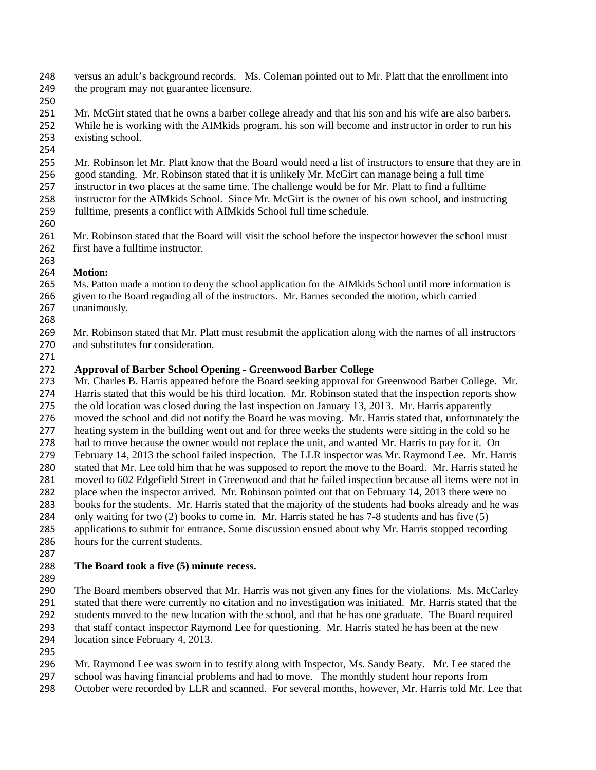versus an adult's background records. Ms. Coleman pointed out to Mr. Platt that the enrollment into the program may not guarantee licensure.

Mr. McGirt stated that he owns a barber college already and that his son and his wife are also barbers. While he is working with the AIMkids program, his son will become and instructor in order to run his existing school.

Mr. Robinson let Mr. Platt know that the Board would need a list of instructors to ensure that they are in good standing. Mr. Robinson stated that it is unlikely Mr. McGirt can manage being a full time instructor in two places at the same time. The challenge would be for Mr. Platt to find a fulltime instructor for the AIMkids School. Since Mr. McGirt is the owner of his own school, and instructing fulltime, presents a conflict with AIMkids School full time schedule.

Mr. Robinson stated that the Board will visit the school before the inspector however the school must first have a fulltime instructor.

**Motion:**
Ms. Patton made a motion to deny the school application for the AIMkids School until more information is given to the Board regarding all of the instructors. Mr. Barnes seconded the motion, which carried unanimously.

Mr. Robinson stated that Mr. Platt must resubmit the application along with the names of all instructors and substitutes for consideration.

**Approval of Barber School Opening - Greenwood Barber College**
Mr. Charles B. Harris appeared before the Board seeking approval for Greenwood Barber College. Mr. Harris stated that this would be his third location. Mr. Robinson stated that the inspection reports show the old location was closed during the last inspection on January 13, 2013. Mr. Harris apparently moved the school and did not notify the Board he was moving. Mr. Harris stated that, unfortunately the heating system in the building went out and for three weeks the students were sitting in the cold so he had to move because the owner would not replace the unit, and wanted Mr. Harris to pay for it. On February 14, 2013 the school failed inspection. The LLR inspector was Mr. Raymond Lee. Mr. Harris stated that Mr. Lee told him that he was supposed to report the move to the Board. Mr. Harris stated he moved to 602 Edgefield Street in Greenwood and that he failed inspection because all items were not in place when the inspector arrived. Mr. Robinson pointed out that on February 14, 2013 there were no books for the students. Mr. Harris stated that the majority of the students had books already and he was only waiting for two (2) books to come in. Mr. Harris stated he has 7-8 students and has five (5) applications to submit for entrance. Some discussion ensued about why Mr. Harris stopped recording hours for the current students.

**The Board took a five (5) minute recess.**

The Board members observed that Mr. Harris was not given any fines for the violations. Ms. McCarley stated that there were currently no citation and no investigation was initiated. Mr. Harris stated that the students moved to the new location with the school, and that he has one graduate. The Board required that staff contact inspector Raymond Lee for questioning. Mr. Harris stated he has been at the new location since February 4, 2013.

Mr. Raymond Lee was sworn in to testify along with Inspector, Ms. Sandy Beaty. Mr. Lee stated the school was having financial problems and had to move. The monthly student hour reports from October were recorded by LLR and scanned. For several months, however, Mr. Harris told Mr. Lee that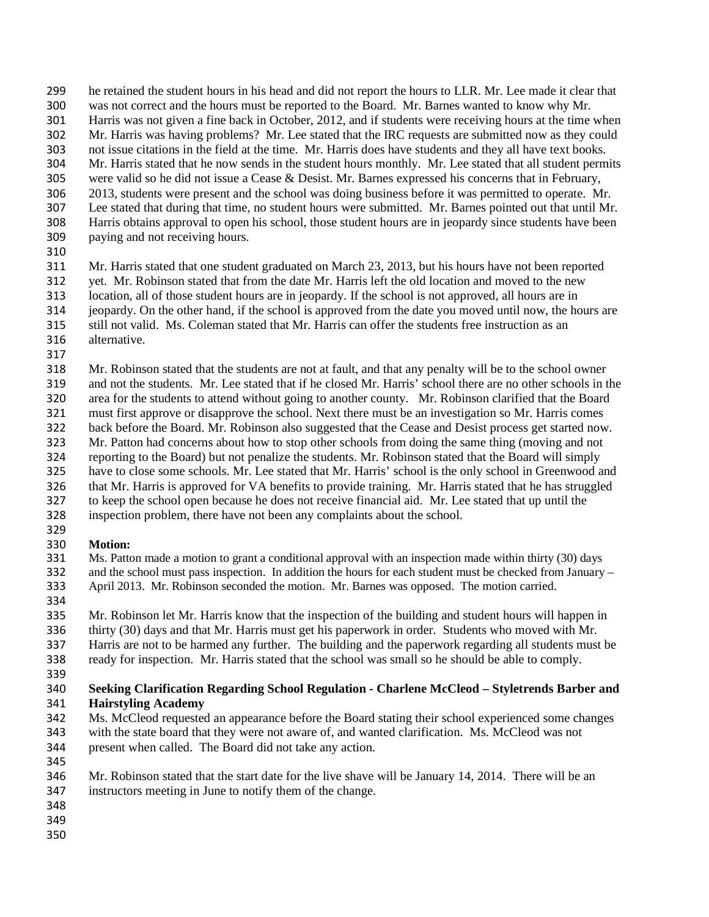he retained the student hours in his head and did not report the hours to LLR. Mr. Lee made it clear that was not correct and the hours must be reported to the Board. Mr. Barnes wanted to know why Mr. Harris was not given a fine back in October, 2012, and if students were receiving hours at the time when Mr. Harris was having problems? Mr. Lee stated that the IRC requests are submitted now as they could not issue citations in the field at the time. Mr. Harris does have students and they all have text books. Mr. Harris stated that he now sends in the student hours monthly. Mr. Lee stated that all student permits were valid so he did not issue a Cease & Desist. Mr. Barnes expressed his concerns that in February, 2013, students were present and the school was doing business before it was permitted to operate. Mr. Lee stated that during that time, no student hours were submitted. Mr. Barnes pointed out that until Mr. Harris obtains approval to open his school, those student hours are in jeopardy since students have been paying and not receiving hours.

Mr. Harris stated that one student graduated on March 23, 2013, but his hours have not been reported yet. Mr. Robinson stated that from the date Mr. Harris left the old location and moved to the new location, all of those student hours are in jeopardy. If the school is not approved, all hours are in jeopardy. On the other hand, if the school is approved from the date you moved until now, the hours are still not valid. Ms. Coleman stated that Mr. Harris can offer the students free instruction as an alternative.

Mr. Robinson stated that the students are not at fault, and that any penalty will be to the school owner and not the students. Mr. Lee stated that if he closed Mr. Harris' school there are no other schools in the area for the students to attend without going to another county. Mr. Robinson clarified that the Board must first approve or disapprove the school. Next there must be an investigation so Mr. Harris comes back before the Board. Mr. Robinson also suggested that the Cease and Desist process get started now. Mr. Patton had concerns about how to stop other schools from doing the same thing (moving and not reporting to the Board) but not penalize the students. Mr. Robinson stated that the Board will simply have to close some schools. Mr. Lee stated that Mr. Harris' school is the only school in Greenwood and that Mr. Harris is approved for VA benefits to provide training. Mr. Harris stated that he has struggled to keep the school open because he does not receive financial aid. Mr. Lee stated that up until the inspection problem, there have not been any complaints about the school.

**Motion:**
Ms. Patton made a motion to grant a conditional approval with an inspection made within thirty (30) days and the school must pass inspection. In addition the hours for each student must be checked from January – April 2013. Mr. Robinson seconded the motion. Mr. Barnes was opposed. The motion carried.

Mr. Robinson let Mr. Harris know that the inspection of the building and student hours will happen in thirty (30) days and that Mr. Harris must get his paperwork in order. Students who moved with Mr. Harris are not to be harmed any further. The building and the paperwork regarding all students must be ready for inspection. Mr. Harris stated that the school was small so he should be able to comply.

**Seeking Clarification Regarding School Regulation - Charlene McCleod – Styletrends Barber and Hairstyling Academy**
Ms. McCleod requested an appearance before the Board stating their school experienced some changes with the state board that they were not aware of, and wanted clarification. Ms. McCleod was not present when called. The Board did not take any action.

Mr. Robinson stated that the start date for the live shave will be January 14, 2014. There will be an instructors meeting in June to notify them of the change.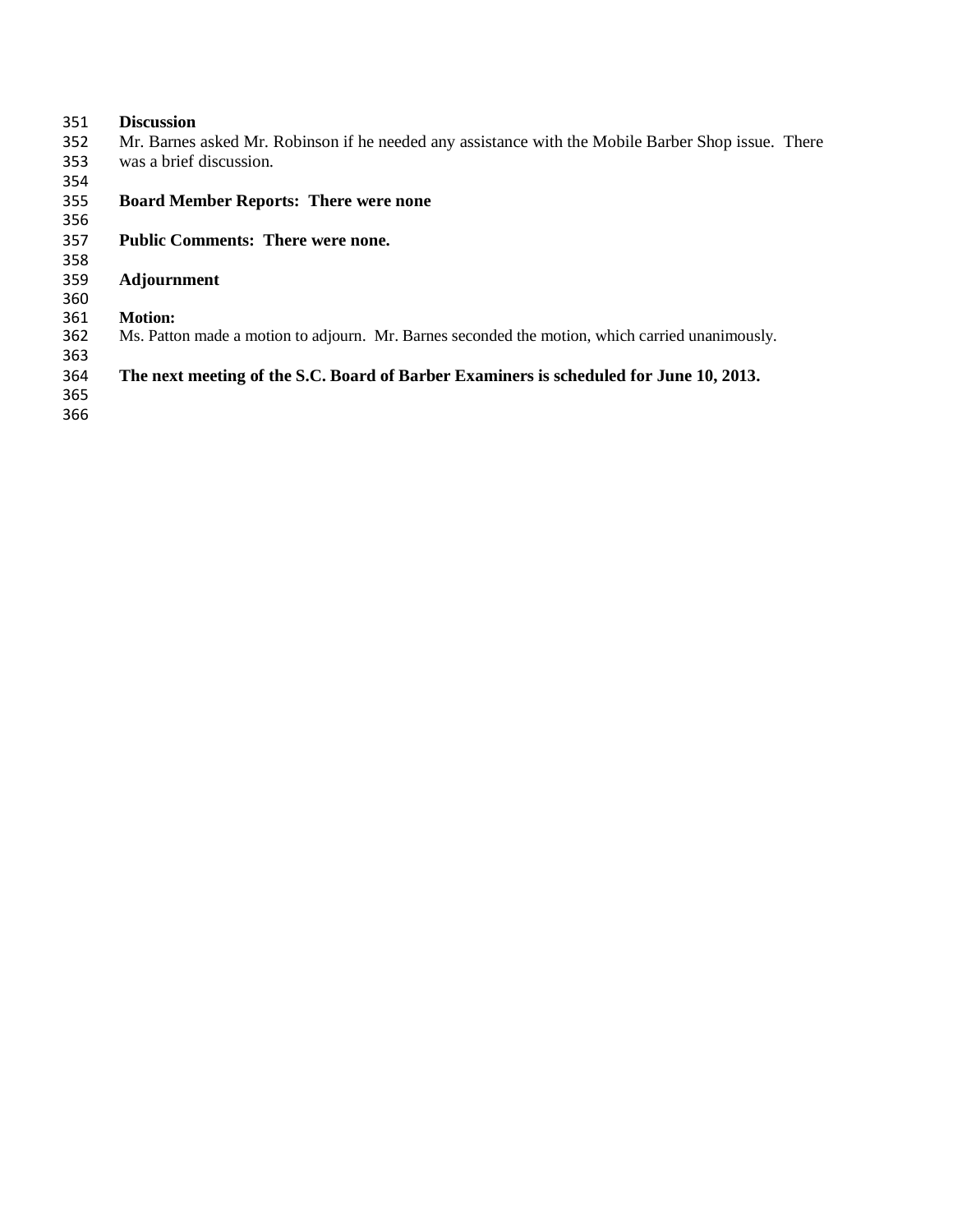**Discussion**

Mr. Barnes asked Mr. Robinson if he needed any assistance with the Mobile Barber Shop issue. There was a brief discussion.

**Board Member Reports: There were none**

**Public Comments: There were none.**

**Adjournment**

**Motion:**

Ms. Patton made a motion to adjourn. Mr. Barnes seconded the motion, which carried unanimously.

**The next meeting of the S.C. Board of Barber Examiners is scheduled for June 10, 2013.**